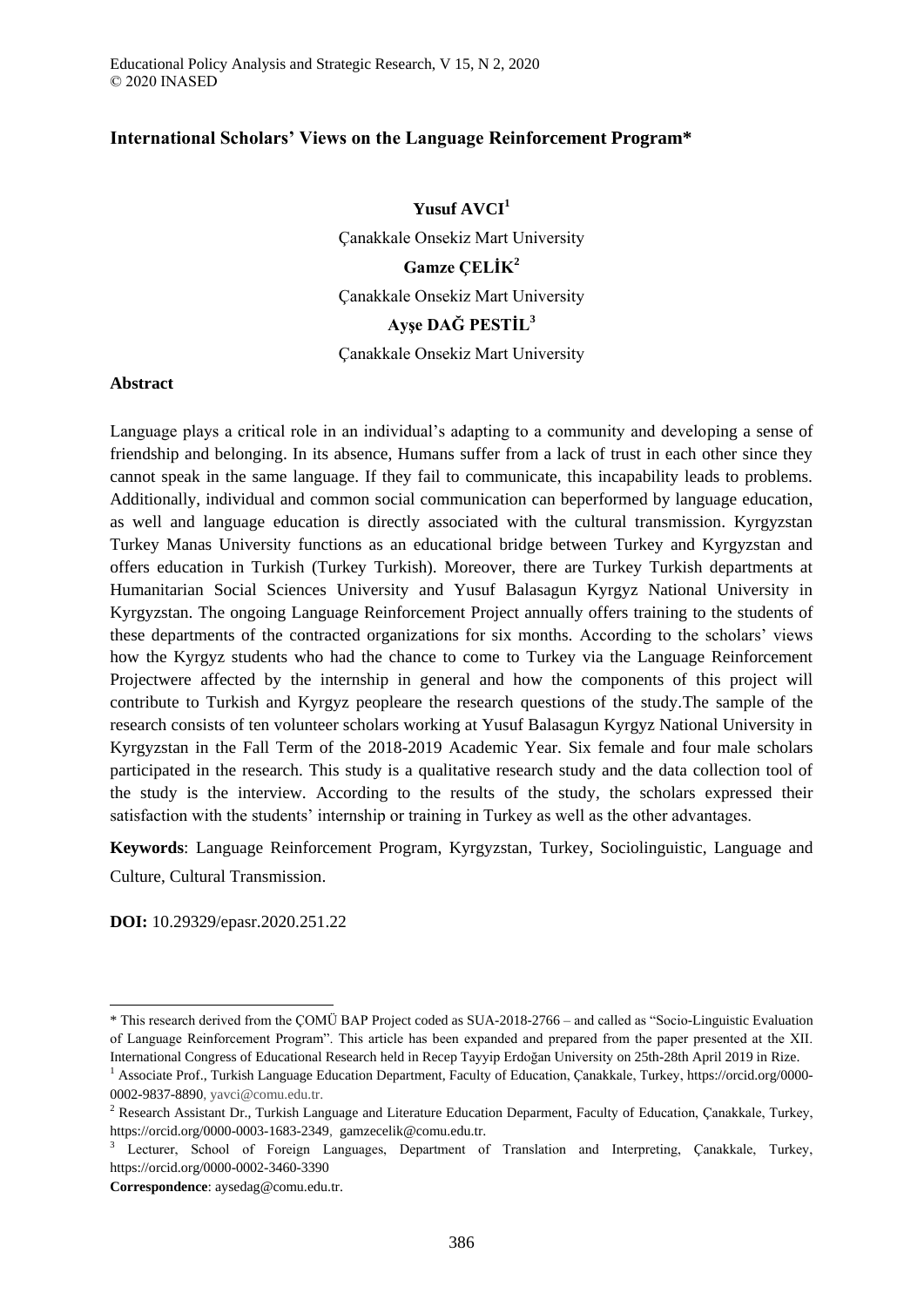# International Scholars' Views on the Language Reinforcement Program*

**Yusuf AVCI**[1]

Çanakkale Onsekiz Mart University

**Gamze ÇELİK**[2]

Çanakkale Onsekiz Mart University

**Ayşe DAĞ PESTİL**[3]

Çanakkale Onsekiz Mart University

## Abstract

Language plays a critical role in an individual's adapting to a community and developing a sense of friendship and belonging. In its absence, Humans suffer from a lack of trust in each other since they cannot speak in the same language. If they fail to communicate, this incapability leads to problems. Additionally, individual and common social communication can beperformed by language education, as well and language education is directly associated with the cultural transmission. Kyrgyzstan Turkey Manas University functions as an educational bridge between Turkey and Kyrgyzstan and offers education in Turkish (Turkey Turkish). Moreover, there are Turkey Turkish departments at Humanitarian Social Sciences University and Yusuf Balasagun Kyrgyz National University in Kyrgyzstan. The ongoing Language Reinforcement Project annually offers training to the students of these departments of the contracted organizations for six months. According to the scholars' views how the Kyrgyz students who had the chance to come to Turkey via the Language Reinforcement Projectwere affected by the internship in general and how the components of this project will contribute to Turkish and Kyrgyz peopleare the research questions of the study.The sample of the research consists of ten volunteer scholars working at Yusuf Balasagun Kyrgyz National University in Kyrgyzstan in the Fall Term of the 2018-2019 Academic Year. Six female and four male scholars participated in the research. This study is a qualitative research study and the data collection tool of the study is the interview. According to the results of the study, the scholars expressed their satisfaction with the students' internship or training in Turkey as well as the other advantages.

**Keywords**: Language Reinforcement Program, Kyrgyzstan, Turkey, Sociolinguistic, Language and Culture, Cultural Transmission.

**DOI:** 10.29329/epasr.2020.251.22

---

\* This research derived from the ÇOMÜ BAP Project coded as SUA-2018-2766 – and called as "Socio-Linguistic Evaluation of Language Reinforcement Program". This article has been expanded and prepared from the paper presented at the XII. International Congress of Educational Research held in Recep Tayyip Erdoğan University on 25th-28th April 2019 in Rize.

[1] Associate Prof., Turkish Language Education Department, Faculty of Education, Çanakkale, Turkey, https://orcid.org/0000-0002-9837-8890, yavci@comu.edu.tr.

[2] Research Assistant Dr., Turkish Language and Literature Education Deparment, Faculty of Education, Çanakkale, Turkey, https://orcid.org/0000-0003-1683-2349, gamzecelik@comu.edu.tr.

[3] Lecturer, School of Foreign Languages, Department of Translation and Interpreting, Çanakkale, Turkey, https://orcid.org/0000-0002-3460-3390

**Correspondence**: aysedag@comu.edu.tr.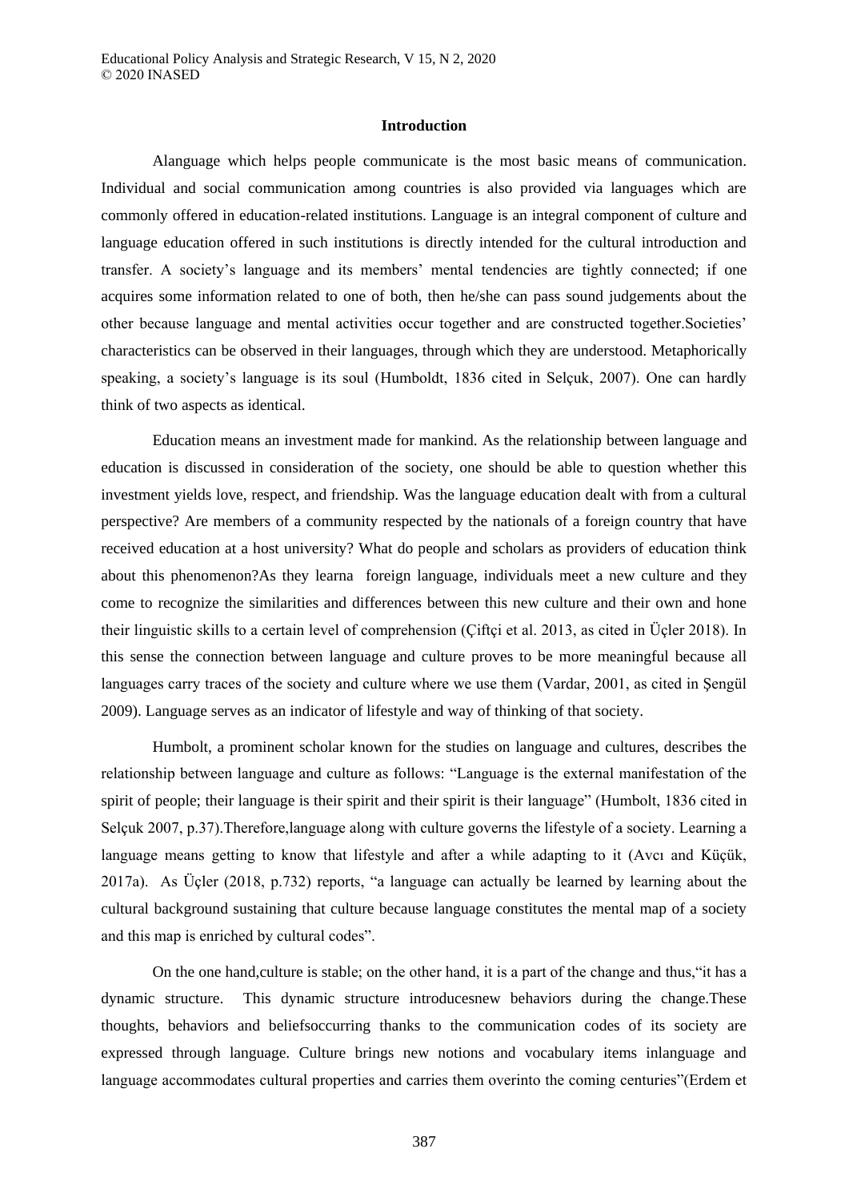## Introduction

Alanguage which helps people communicate is the most basic means of communication. Individual and social communication among countries is also provided via languages which are commonly offered in education-related institutions. Language is an integral component of culture and language education offered in such institutions is directly intended for the cultural introduction and transfer. A society's language and its members' mental tendencies are tightly connected; if one acquires some information related to one of both, then he/she can pass sound judgements about the other because language and mental activities occur together and are constructed together.Societies' characteristics can be observed in their languages, through which they are understood. Metaphorically speaking, a society's language is its soul (Humboldt, 1836 cited in Selçuk, 2007). One can hardly think of two aspects as identical.

Education means an investment made for mankind. As the relationship between language and education is discussed in consideration of the society, one should be able to question whether this investment yields love, respect, and friendship. Was the language education dealt with from a cultural perspective? Are members of a community respected by the nationals of a foreign country that have received education at a host university? What do people and scholars as providers of education think about this phenomenon?As they learna foreign language, individuals meet a new culture and they come to recognize the similarities and differences between this new culture and their own and hone their linguistic skills to a certain level of comprehension (Çiftçi et al. 2013, as cited in Üçler 2018). In this sense the connection between language and culture proves to be more meaningful because all languages carry traces of the society and culture where we use them (Vardar, 2001, as cited in Şengül 2009). Language serves as an indicator of lifestyle and way of thinking of that society.

Humbolt, a prominent scholar known for the studies on language and cultures, describes the relationship between language and culture as follows: "Language is the external manifestation of the spirit of people; their language is their spirit and their spirit is their language" (Humbolt, 1836 cited in Selçuk 2007, p.37).Therefore,language along with culture governs the lifestyle of a society. Learning a language means getting to know that lifestyle and after a while adapting to it (Avcı and Küçük, 2017a). As Üçler (2018, p.732) reports, "a language can actually be learned by learning about the cultural background sustaining that culture because language constitutes the mental map of a society and this map is enriched by cultural codes".

On the one hand,culture is stable; on the other hand, it is a part of the change and thus,"it has a dynamic structure. This dynamic structure introducesnew behaviors during the change.These thoughts, behaviors and beliefsoccurring thanks to the communication codes of its society are expressed through language. Culture brings new notions and vocabulary items inlanguage and language accommodates cultural properties and carries them overinto the coming centuries"(Erdem et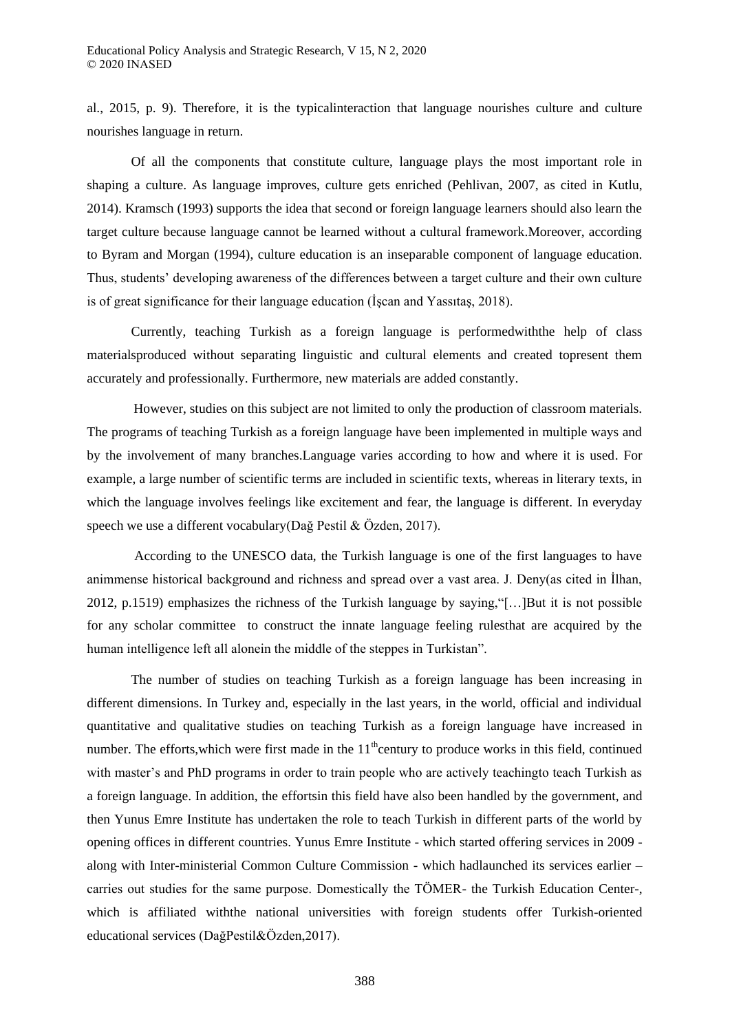al., 2015, p. 9). Therefore, it is the typicalinteraction that language nourishes culture and culture nourishes language in return.

Of all the components that constitute culture, language plays the most important role in shaping a culture. As language improves, culture gets enriched (Pehlivan, 2007, as cited in Kutlu, 2014). Kramsch (1993) supports the idea that second or foreign language learners should also learn the target culture because language cannot be learned without a cultural framework.Moreover, according to Byram and Morgan (1994), culture education is an inseparable component of language education. Thus, students' developing awareness of the differences between a target culture and their own culture is of great significance for their language education (İşcan and Yassıtaş, 2018).

Currently, teaching Turkish as a foreign language is performedwiththe help of class materialsproduced without separating linguistic and cultural elements and created topresent them accurately and professionally. Furthermore, new materials are added constantly.

However, studies on this subject are not limited to only the production of classroom materials. The programs of teaching Turkish as a foreign language have been implemented in multiple ways and by the involvement of many branches.Language varies according to how and where it is used. For example, a large number of scientific terms are included in scientific texts, whereas in literary texts, in which the language involves feelings like excitement and fear, the language is different. In everyday speech we use a different vocabulary(Dağ Pestil & Özden, 2017).

According to the UNESCO data, the Turkish language is one of the first languages to have animmense historical background and richness and spread over a vast area. J. Deny(as cited in İlhan, 2012, p.1519) emphasizes the richness of the Turkish language by saying,"[…]But it is not possible for any scholar committee to construct the innate language feeling rulesthat are acquired by the human intelligence left all alonein the middle of the steppes in Turkistan".

The number of studies on teaching Turkish as a foreign language has been increasing in different dimensions. In Turkey and, especially in the last years, in the world, official and individual quantitative and qualitative studies on teaching Turkish as a foreign language have increased in number. The efforts,which were first made in the 11th century to produce works in this field, continued with master's and PhD programs in order to train people who are actively teachingto teach Turkish as a foreign language. In addition, the effortsin this field have also been handled by the government, and then Yunus Emre Institute has undertaken the role to teach Turkish in different parts of the world by opening offices in different countries. Yunus Emre Institute - which started offering services in 2009 - along with Inter-ministerial Common Culture Commission - which hadlaunched its services earlier – carries out studies for the same purpose. Domestically the TÖMER- the Turkish Education Center-, which is affiliated withthe national universities with foreign students offer Turkish-oriented educational services (DağPestil&Özden,2017).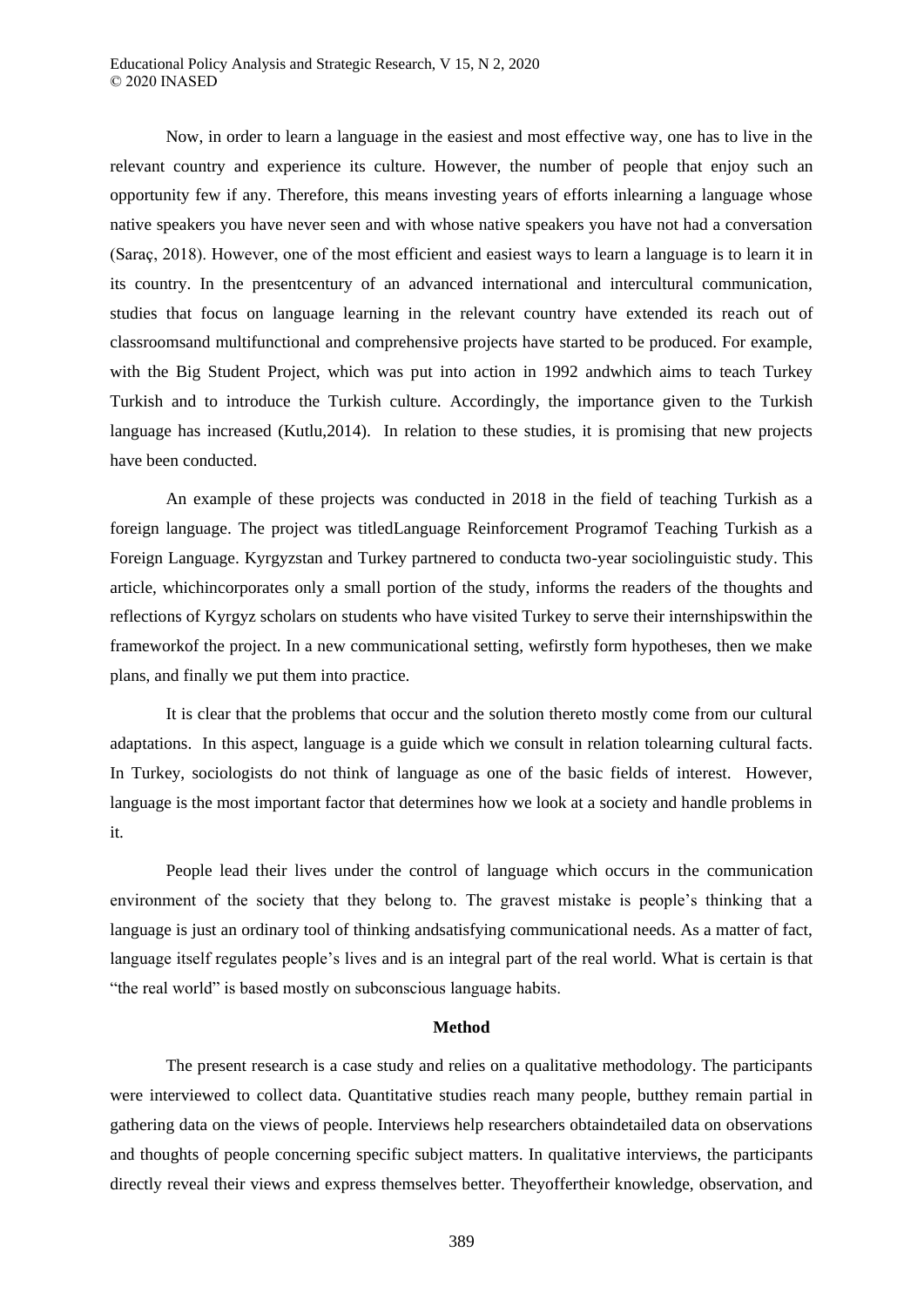Now, in order to learn a language in the easiest and most effective way, one has to live in the relevant country and experience its culture. However, the number of people that enjoy such an opportunity few if any. Therefore, this means investing years of efforts inlearning a language whose native speakers you have never seen and with whose native speakers you have not had a conversation (Saraç, 2018). However, one of the most efficient and easiest ways to learn a language is to learn it in its country. In the presentcentury of an advanced international and intercultural communication, studies that focus on language learning in the relevant country have extended its reach out of classroomsand multifunctional and comprehensive projects have started to be produced. For example, with the Big Student Project, which was put into action in 1992 andwhich aims to teach Turkey Turkish and to introduce the Turkish culture. Accordingly, the importance given to the Turkish language has increased (Kutlu,2014). In relation to these studies, it is promising that new projects have been conducted.

An example of these projects was conducted in 2018 in the field of teaching Turkish as a foreign language. The project was titledLanguage Reinforcement Programof Teaching Turkish as a Foreign Language. Kyrgyzstan and Turkey partnered to conducta two-year sociolinguistic study. This article, whichincorporates only a small portion of the study, informs the readers of the thoughts and reflections of Kyrgyz scholars on students who have visited Turkey to serve their internshipswithin the frameworkof the project. In a new communicational setting, wefirstly form hypotheses, then we make plans, and finally we put them into practice.

It is clear that the problems that occur and the solution thereto mostly come from our cultural adaptations. In this aspect, language is a guide which we consult in relation tolearning cultural facts. In Turkey, sociologists do not think of language as one of the basic fields of interest. However, language is the most important factor that determines how we look at a society and handle problems in it.

People lead their lives under the control of language which occurs in the communication environment of the society that they belong to. The gravest mistake is people's thinking that a language is just an ordinary tool of thinking andsatisfying communicational needs. As a matter of fact, language itself regulates people's lives and is an integral part of the real world. What is certain is that "the real world" is based mostly on subconscious language habits.

## Method

The present research is a case study and relies on a qualitative methodology. The participants were interviewed to collect data. Quantitative studies reach many people, butthey remain partial in gathering data on the views of people. Interviews help researchers obtaindetailed data on observations and thoughts of people concerning specific subject matters. In qualitative interviews, the participants directly reveal their views and express themselves better. Theyoffertheir knowledge, observation, and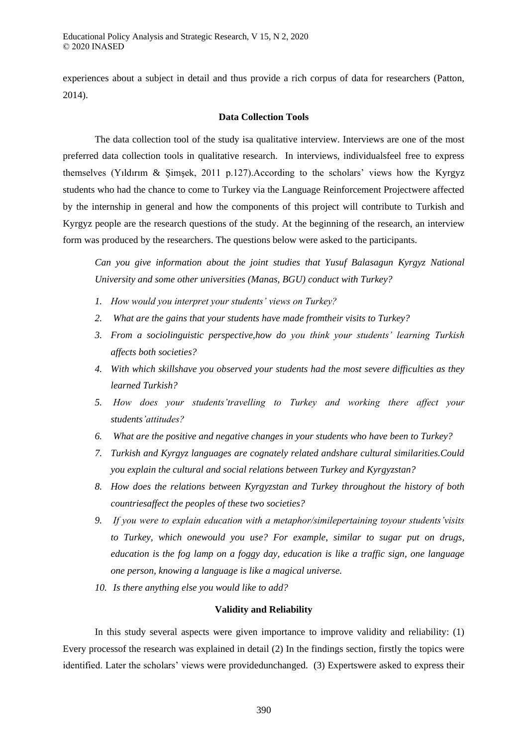experiences about a subject in detail and thus provide a rich corpus of data for researchers (Patton, 2014).

### Data Collection Tools

The data collection tool of the study isa qualitative interview. Interviews are one of the most preferred data collection tools in qualitative research. In interviews, individualsfeel free to express themselves (Yıldırım & Şimşek, 2011 p.127).According to the scholars' views how the Kyrgyz students who had the chance to come to Turkey via the Language Reinforcement Projectwere affected by the internship in general and how the components of this project will contribute to Turkish and Kyrgyz people are the research questions of the study. At the beginning of the research, an interview form was produced by the researchers. The questions below were asked to the participants.

*Can you give information about the joint studies that Yusuf Balasagun Kyrgyz National University and some other universities (Manas, BGU) conduct with Turkey?*

1. *How would you interpret your students' views on Turkey?*
2. *What are the gains that your students have made fromtheir visits to Turkey?*
3. *From a sociolinguistic perspective,how do you think your students' learning Turkish affects both societies?*
4. *With which skillshave you observed your students had the most severe difficulties as they learned Turkish?*
5. *How does your students'travelling to Turkey and working there affect your students'attitudes?*
6. *What are the positive and negative changes in your students who have been to Turkey?*
7. *Turkish and Kyrgyz languages are cognately related andshare cultural similarities.Could you explain the cultural and social relations between Turkey and Kyrgyzstan?*
8. *How does the relations between Kyrgyzstan and Turkey throughout the history of both countriesaffect the peoples of these two societies?*
9. *If you were to explain education with a metaphor/similepertaining toyour students'visits to Turkey, which onewould you use? For example, similar to sugar put on drugs, education is the fog lamp on a foggy day, education is like a traffic sign, one language one person, knowing a language is like a magical universe.*
10. *Is there anything else you would like to add?*

### Validity and Reliability

In this study several aspects were given importance to improve validity and reliability: (1) Every processof the research was explained in detail (2) In the findings section, firstly the topics were identified. Later the scholars' views were providedunchanged. (3) Expertswere asked to express their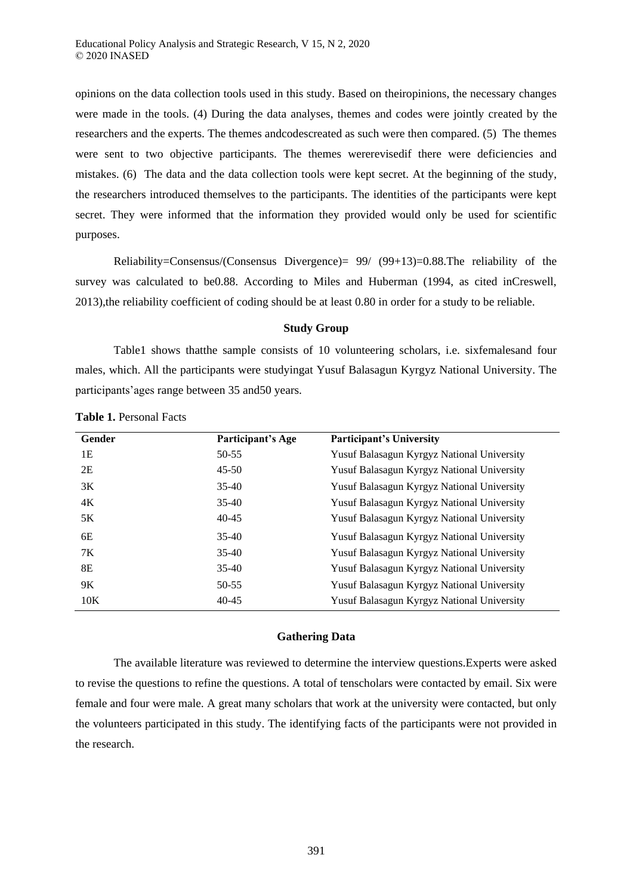opinions on the data collection tools used in this study. Based on theiropinions, the necessary changes were made in the tools. (4) During the data analyses, themes and codes were jointly created by the researchers and the experts. The themes andcodescreated as such were then compared. (5) The themes were sent to two objective participants. The themes wererevisedif there were deficiencies and mistakes. (6) The data and the data collection tools were kept secret. At the beginning of the study, the researchers introduced themselves to the participants. The identities of the participants were kept secret. They were informed that the information they provided would only be used for scientific purposes.

Reliability=Consensus/(Consensus Divergence)= 99/ (99+13)=0.88.The reliability of the survey was calculated to be0.88. According to Miles and Huberman (1994, as cited inCreswell, 2013),the reliability coefficient of coding should be at least 0.80 in order for a study to be reliable.

### Study Group

Table1 shows thatthe sample consists of 10 volunteering scholars, i.e. sixfemalesand four males, which. All the participants were studyingat Yusuf Balasagun Kyrgyz National University. The participants'ages range between 35 and50 years.

**Table 1.** Personal Facts

| Gender | Participant's Age | Participant's University |
|---|---|---|
| 1E | 50-55 | Yusuf Balasagun Kyrgyz National University |
| 2E | 45-50 | Yusuf Balasagun Kyrgyz National University |
| 3K | 35-40 | Yusuf Balasagun Kyrgyz National University |
| 4K | 35-40 | Yusuf Balasagun Kyrgyz National University |
| 5K | 40-45 | Yusuf Balasagun Kyrgyz National University |
| 6E | 35-40 | Yusuf Balasagun Kyrgyz National University |
| 7K | 35-40 | Yusuf Balasagun Kyrgyz National University |
| 8E | 35-40 | Yusuf Balasagun Kyrgyz National University |
| 9K | 50-55 | Yusuf Balasagun Kyrgyz National University |
| 10K | 40-45 | Yusuf Balasagun Kyrgyz National University |

### Gathering Data

The available literature was reviewed to determine the interview questions.Experts were asked to revise the questions to refine the questions. A total of tenscholars were contacted by email. Six were female and four were male. A great many scholars that work at the university were contacted, but only the volunteers participated in this study. The identifying facts of the participants were not provided in the research.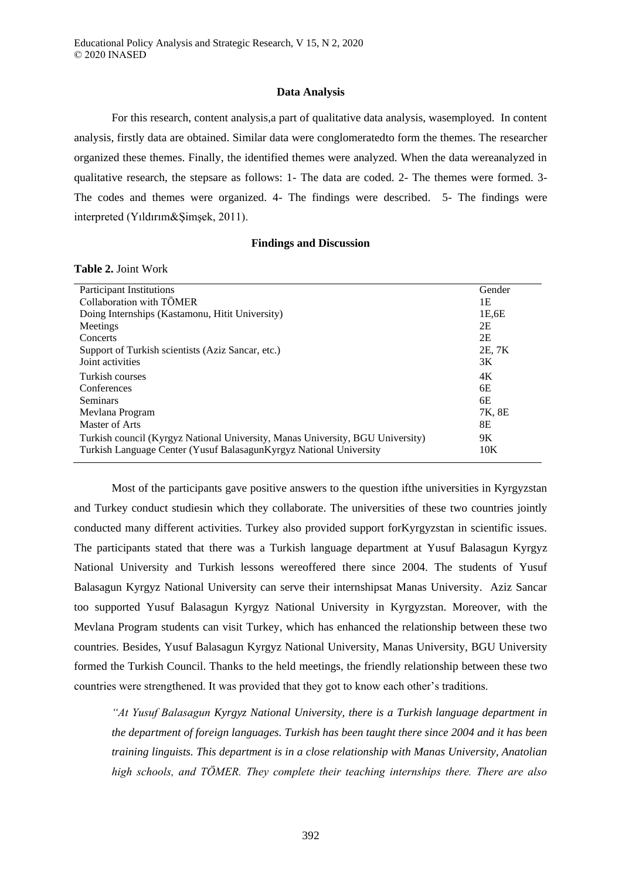### Data Analysis

For this research, content analysis,a part of qualitative data analysis, wasemployed. In content analysis, firstly data are obtained. Similar data were conglomeratedto form the themes. The researcher organized these themes. Finally, the identified themes were analyzed. When the data wereanalyzed in qualitative research, the stepsare as follows: 1- The data are coded. 2- The themes were formed. 3- The codes and themes were organized. 4- The findings were described. 5- The findings were interpreted (Yıldırım&Şimşek, 2011).

### Findings and Discussion

**Table 2.** Joint Work

| Participant Institutions | Gender |
|---|---|
| Collaboration with TÖMER | 1E |
| Doing Internships (Kastamonu, Hitit University) | 1E,6E |
| Meetings | 2E |
| Concerts | 2E |
| Support of Turkish scientists (Aziz Sancar, etc.) | 2E, 7K |
| Joint activities | 3K |
| Turkish courses | 4K |
| Conferences | 6E |
| Seminars | 6E |
| Mevlana Program | 7K, 8E |
| Master of Arts | 8E |
| Turkish council (Kyrgyz National University, Manas University, BGU University) | 9K |
| Turkish Language Center (Yusuf BalasagunKyrgyz National University | 10K |

Most of the participants gave positive answers to the question ifthe universities in Kyrgyzstan and Turkey conduct studiesin which they collaborate. The universities of these two countries jointly conducted many different activities. Turkey also provided support forKyrgyzstan in scientific issues. The participants stated that there was a Turkish language department at Yusuf Balasagun Kyrgyz National University and Turkish lessons wereoffered there since 2004. The students of Yusuf Balasagun Kyrgyz National University can serve their internshipsat Manas University. Aziz Sancar too supported Yusuf Balasagun Kyrgyz National University in Kyrgyzstan. Moreover, with the Mevlana Program students can visit Turkey, which has enhanced the relationship between these two countries. Besides, Yusuf Balasagun Kyrgyz National University, Manas University, BGU University formed the Turkish Council. Thanks to the held meetings, the friendly relationship between these two countries were strengthened. It was provided that they got to know each other's traditions.

> *"At Yusuf Balasagun Kyrgyz National University, there is a Turkish language department in the department of foreign languages. Turkish has been taught there since 2004 and it has been training linguists. This department is in a close relationship with Manas University, Anatolian high schools, and TÖMER. They complete their teaching internships there. There are also*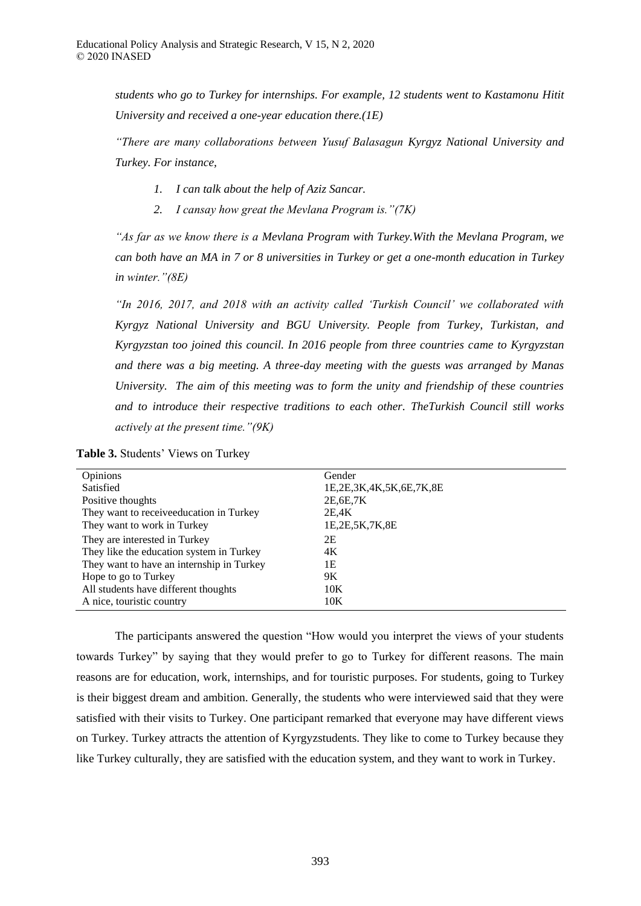*students who go to Turkey for internships. For example, 12 students went to Kastamonu Hitit University and received a one-year education there.(1E)*

*"There are many collaborations between Yusuf Balasagun Kyrgyz National University and Turkey. For instance,*

1. *I can talk about the help of Aziz Sancar.*
2. *I cansay how great the Mevlana Program is."(7K)*

*"As far as we know there is a Mevlana Program with Turkey.With the Mevlana Program, we can both have an MA in 7 or 8 universities in Turkey or get a one-month education in Turkey in winter."(8E)*

*"In 2016, 2017, and 2018 with an activity called 'Turkish Council' we collaborated with Kyrgyz National University and BGU University. People from Turkey, Turkistan, and Kyrgyzstan too joined this council. In 2016 people from three countries came to Kyrgyzstan and there was a big meeting. A three-day meeting with the guests was arranged by Manas University. The aim of this meeting was to form the unity and friendship of these countries and to introduce their respective traditions to each other. TheTurkish Council still works actively at the present time."(9K)*

**Table 3.** Students' Views on Turkey

| Opinions | Gender |
|---|---|
| Satisfied | 1E,2E,3K,4K,5K,6E,7K,8E |
| Positive thoughts | 2E,6E,7K |
| They want to receiveeducation in Turkey | 2E,4K |
| They want to work in Turkey | 1E,2E,5K,7K,8E |
| They are interested in Turkey | 2E |
| They like the education system in Turkey | 4K |
| They want to have an internship in Turkey | 1E |
| Hope to go to Turkey | 9K |
| All students have different thoughts | 10K |
| A nice, touristic country | 10K |

The participants answered the question "How would you interpret the views of your students towards Turkey" by saying that they would prefer to go to Turkey for different reasons. The main reasons are for education, work, internships, and for touristic purposes. For students, going to Turkey is their biggest dream and ambition. Generally, the students who were interviewed said that they were satisfied with their visits to Turkey. One participant remarked that everyone may have different views on Turkey. Turkey attracts the attention of Kyrgyzstudents. They like to come to Turkey because they like Turkey culturally, they are satisfied with the education system, and they want to work in Turkey.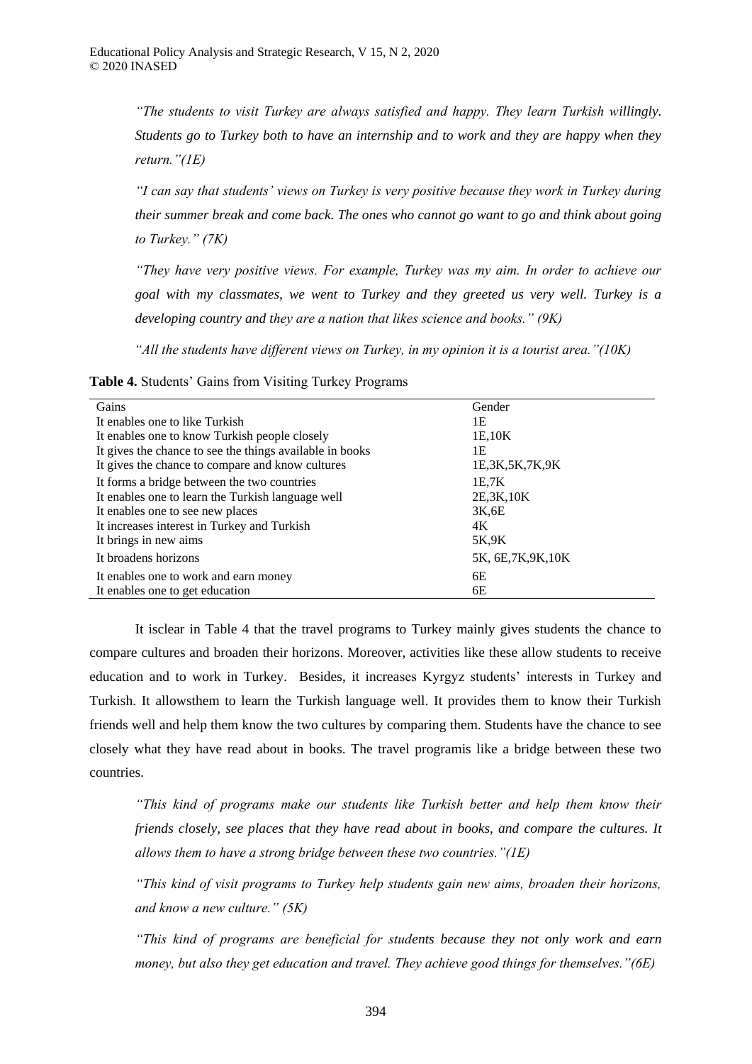*"The students to visit Turkey are always satisfied and happy. They learn Turkish willingly. Students go to Turkey both to have an internship and to work and they are happy when they return."(1E)*

*"I can say that students' views on Turkey is very positive because they work in Turkey during their summer break and come back. The ones who cannot go want to go and think about going to Turkey." (7K)*

*"They have very positive views. For example, Turkey was my aim. In order to achieve our goal with my classmates, we went to Turkey and they greeted us very well. Turkey is a developing country and they are a nation that likes science and books." (9K)*

*"All the students have different views on Turkey, in my opinion it is a tourist area."(10K)*

**Table 4.** Students' Gains from Visiting Turkey Programs

| Gains | Gender |
| --- | --- |
| It enables one to like Turkish | 1E |
| It enables one to know Turkish people closely | 1E,10K |
| It gives the chance to see the things available in books | 1E |
| It gives the chance to compare and know cultures | 1E,3K,5K,7K,9K |
| It forms a bridge between the two countries | 1E,7K |
| It enables one to learn the Turkish language well | 2E,3K,10K |
| It enables one to see new places | 3K,6E |
| It increases interest in Turkey and Turkish | 4K |
| It brings in new aims | 5K,9K |
| It broadens horizons | 5K, 6E,7K,9K,10K |
| It enables one to work and earn money | 6E |
| It enables one to get education | 6E |

It isclear in Table 4 that the travel programs to Turkey mainly gives students the chance to compare cultures and broaden their horizons. Moreover, activities like these allow students to receive education and to work in Turkey. Besides, it increases Kyrgyz students' interests in Turkey and Turkish. It allowsthem to learn the Turkish language well. It provides them to know their Turkish friends well and help them know the two cultures by comparing them. Students have the chance to see closely what they have read about in books. The travel programis like a bridge between these two countries.

*"This kind of programs make our students like Turkish better and help them know their friends closely, see places that they have read about in books, and compare the cultures. It allows them to have a strong bridge between these two countries."(1E)*

*"This kind of visit programs to Turkey help students gain new aims, broaden their horizons, and know a new culture." (5K)*

*"This kind of programs are beneficial for students because they not only work and earn money, but also they get education and travel. They achieve good things for themselves."(6E)*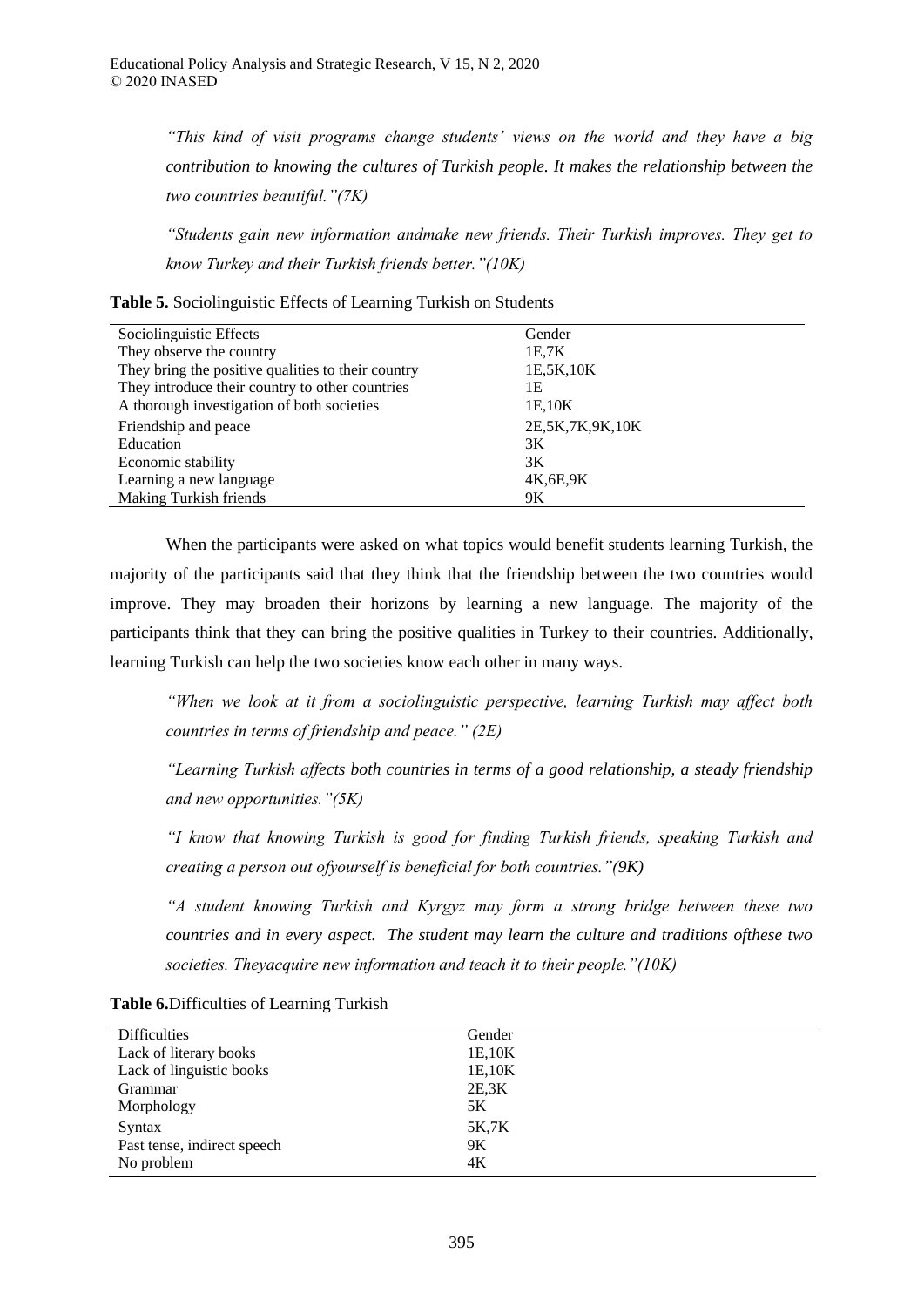*"This kind of visit programs change students' views on the world and they have a big contribution to knowing the cultures of Turkish people. It makes the relationship between the two countries beautiful."(7K)*

*"Students gain new information andmake new friends. Their Turkish improves. They get to know Turkey and their Turkish friends better."(10K)*

**Table 5.** Sociolinguistic Effects of Learning Turkish on Students

| Sociolinguistic Effects | Gender |
|---|---|
| They observe the country | 1E,7K |
| They bring the positive qualities to their country | 1E,5K,10K |
| They introduce their country to other countries | 1E |
| A thorough investigation of both societies | 1E,10K |
| Friendship and peace | 2E,5K,7K,9K,10K |
| Education | 3K |
| Economic stability | 3K |
| Learning a new language | 4K,6E,9K |
| Making Turkish friends | 9K |

When the participants were asked on what topics would benefit students learning Turkish, the majority of the participants said that they think that the friendship between the two countries would improve. They may broaden their horizons by learning a new language. The majority of the participants think that they can bring the positive qualities in Turkey to their countries. Additionally, learning Turkish can help the two societies know each other in many ways.

*"When we look at it from a sociolinguistic perspective, learning Turkish may affect both countries in terms of friendship and peace." (2E)*

*"Learning Turkish affects both countries in terms of a good relationship, a steady friendship and new opportunities."(5K)*

*"I know that knowing Turkish is good for finding Turkish friends, speaking Turkish and creating a person out ofyourself is beneficial for both countries."(9K)*

*"A student knowing Turkish and Kyrgyz may form a strong bridge between these two countries and in every aspect. The student may learn the culture and traditions ofthese two societies. Theyacquire new information and teach it to their people."(10K)*

**Table 6.**Difficulties of Learning Turkish

| Difficulties | Gender |
|---|---|
| Lack of literary books | 1E,10K |
| Lack of linguistic books | 1E,10K |
| Grammar | 2E,3K |
| Morphology | 5K |
| Syntax | 5K,7K |
| Past tense, indirect speech | 9K |
| No problem | 4K |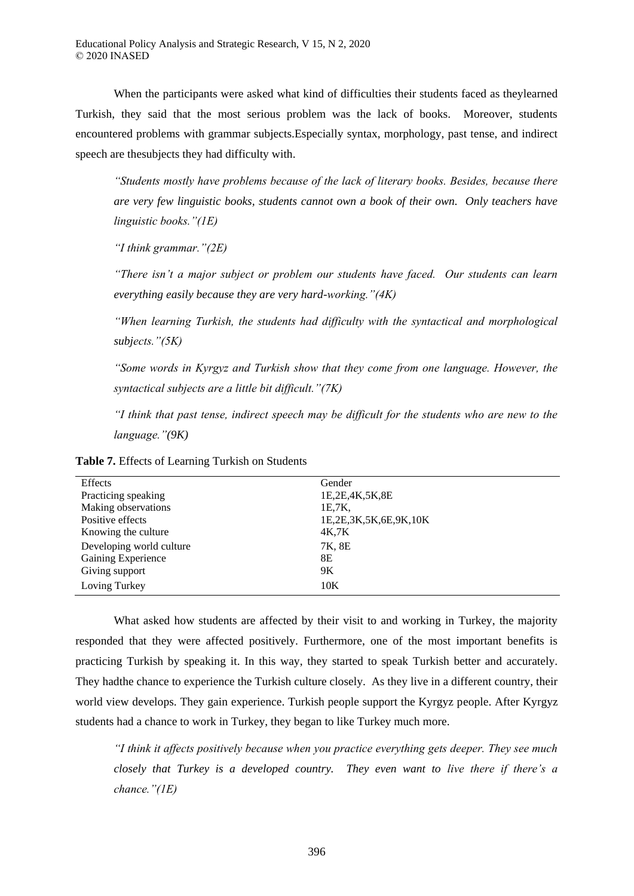When the participants were asked what kind of difficulties their students faced as theylearned Turkish, they said that the most serious problem was the lack of books. Moreover, students encountered problems with grammar subjects.Especially syntax, morphology, past tense, and indirect speech are thesubjects they had difficulty with.

> *"Students mostly have problems because of the lack of literary books. Besides, because there are very few linguistic books, students cannot own a book of their own. Only teachers have linguistic books."(1E)*
>
> *"I think grammar."(2E)*
>
> *"There isn't a major subject or problem our students have faced. Our students can learn everything easily because they are very hard-working."(4K)*
>
> *"When learning Turkish, the students had difficulty with the syntactical and morphological subjects."(5K)*
>
> *"Some words in Kyrgyz and Turkish show that they come from one language. However, the syntactical subjects are a little bit difficult."(7K)*
>
> *"I think that past tense, indirect speech may be difficult for the students who are new to the language."(9K)*

**Table 7.** Effects of Learning Turkish on Students

| Effects | Gender |
|---|---|
| Practicing speaking | 1E,2E,4K,5K,8E |
| Making observations | 1E,7K, |
| Positive effects | 1E,2E,3K,5K,6E,9K,10K |
| Knowing the culture | 4K,7K |
| Developing world culture | 7K, 8E |
| Gaining Experience | 8E |
| Giving support | 9K |
| Loving Turkey | 10K |

What asked how students are affected by their visit to and working in Turkey, the majority responded that they were affected positively. Furthermore, one of the most important benefits is practicing Turkish by speaking it. In this way, they started to speak Turkish better and accurately. They hadthe chance to experience the Turkish culture closely. As they live in a different country, their world view develops. They gain experience. Turkish people support the Kyrgyz people. After Kyrgyz students had a chance to work in Turkey, they began to like Turkey much more.

> *"I think it affects positively because when you practice everything gets deeper. They see much closely that Turkey is a developed country. They even want to live there if there's a chance."(1E)*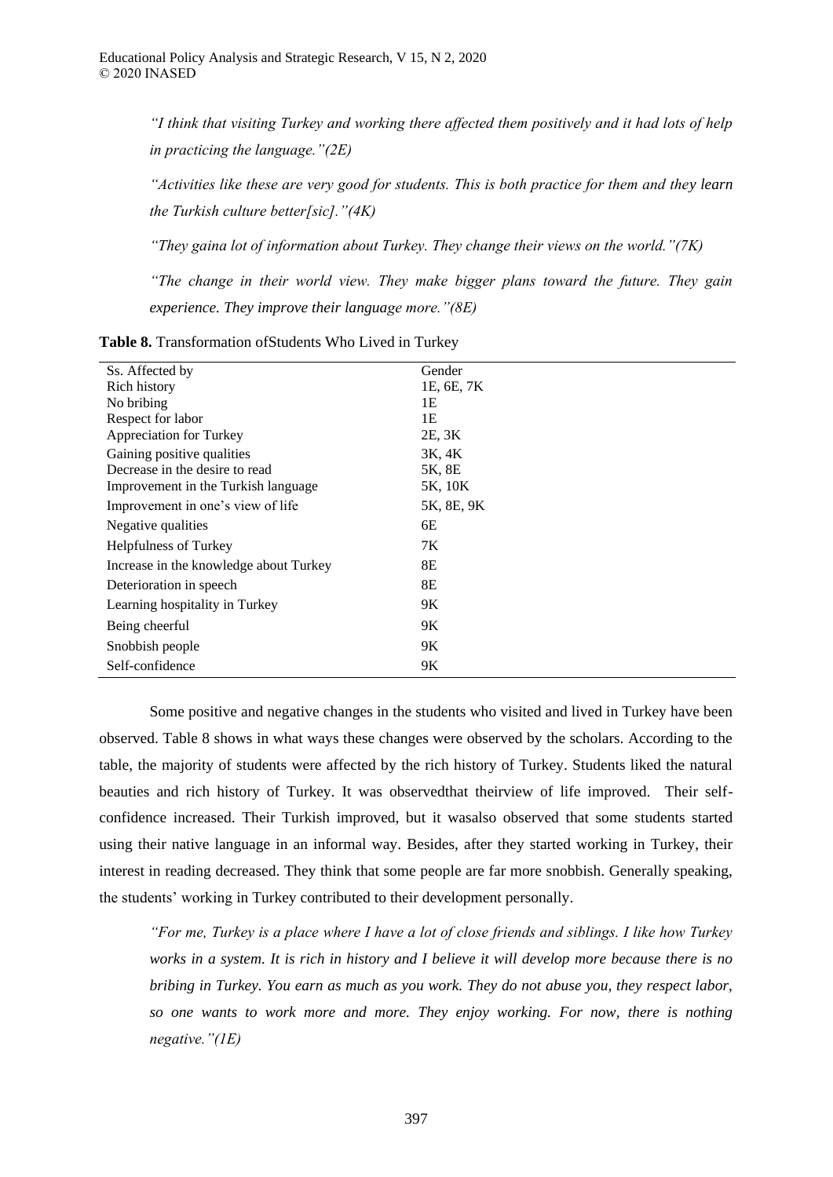*"I think that visiting Turkey and working there affected them positively and it had lots of help in practicing the language."(2E)*

*"Activities like these are very good for students. This is both practice for them and they learn the Turkish culture better[sic]."(4K)*

*"They gaina lot of information about Turkey. They change their views on the world."(7K)*

*"The change in their world view. They make bigger plans toward the future. They gain experience. They improve their language more."(8E)*

**Table 8.** Transformation ofStudents Who Lived in Turkey

| Ss. Affected by | Gender |
|---|---|
| Rich history | 1E, 6E, 7K |
| No bribing | 1E |
| Respect for labor | 1E |
| Appreciation for Turkey | 2E, 3K |
| Gaining positive qualities | 3K, 4K |
| Decrease in the desire to read | 5K, 8E |
| Improvement in the Turkish language | 5K, 10K |
| Improvement in one's view of life | 5K, 8E, 9K |
| Negative qualities | 6E |
| Helpfulness of Turkey | 7K |
| Increase in the knowledge about Turkey | 8E |
| Deterioration in speech | 8E |
| Learning hospitality in Turkey | 9K |
| Being cheerful | 9K |
| Snobbish people | 9K |
| Self-confidence | 9K |

Some positive and negative changes in the students who visited and lived in Turkey have been observed. Table 8 shows in what ways these changes were observed by the scholars. According to the table, the majority of students were affected by the rich history of Turkey. Students liked the natural beauties and rich history of Turkey. It was observedthat theirview of life improved. Their self-confidence increased. Their Turkish improved, but it wasalso observed that some students started using their native language in an informal way. Besides, after they started working in Turkey, their interest in reading decreased. They think that some people are far more snobbish. Generally speaking, the students' working in Turkey contributed to their development personally.

*"For me, Turkey is a place where I have a lot of close friends and siblings. I like how Turkey works in a system. It is rich in history and I believe it will develop more because there is no bribing in Turkey. You earn as much as you work. They do not abuse you, they respect labor, so one wants to work more and more. They enjoy working. For now, there is nothing negative."(1E)*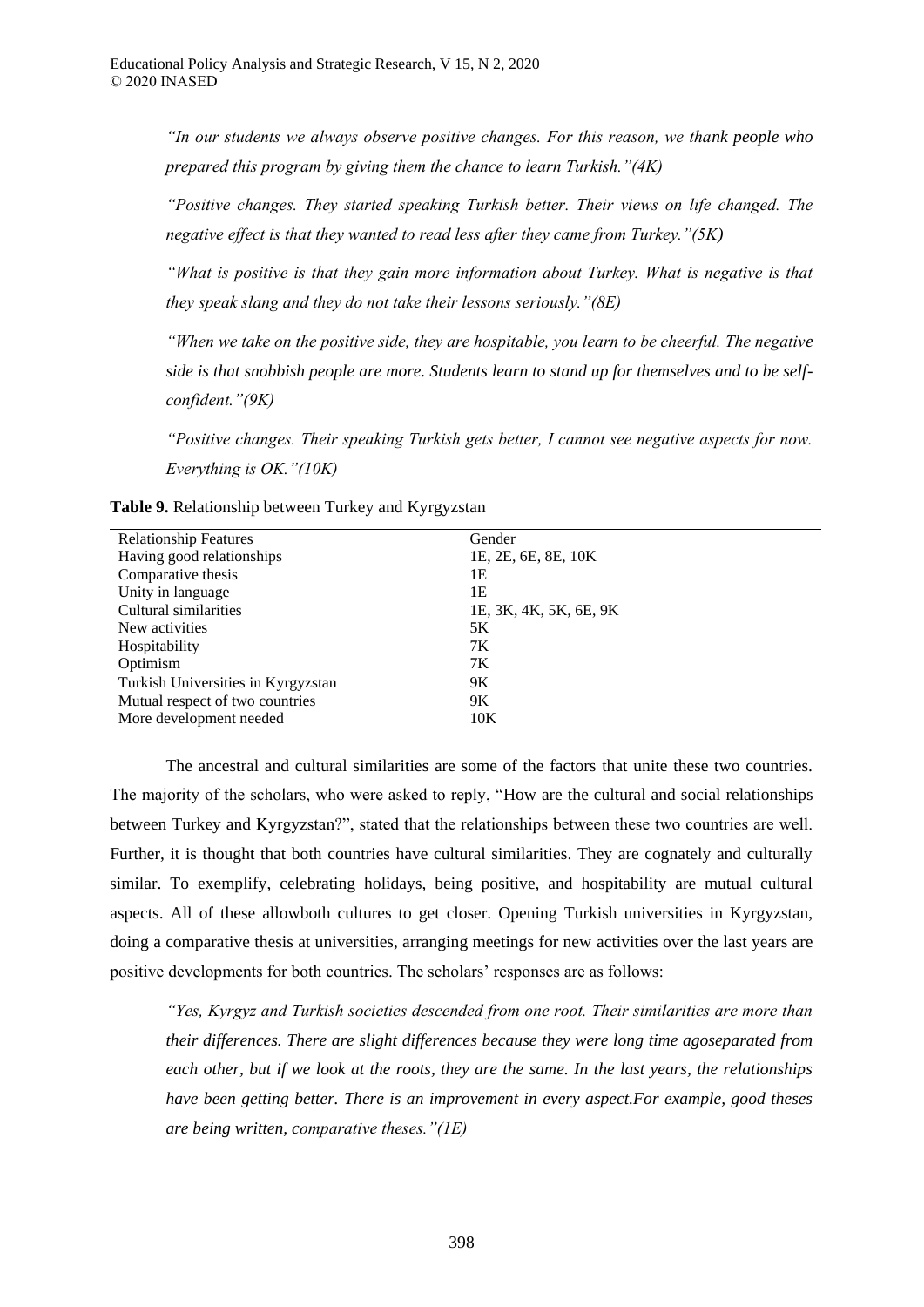*"In our students we always observe positive changes. For this reason, we thank people who prepared this program by giving them the chance to learn Turkish."(4K)*

*"Positive changes. They started speaking Turkish better. Their views on life changed. The negative effect is that they wanted to read less after they came from Turkey."(5K)*

*"What is positive is that they gain more information about Turkey. What is negative is that they speak slang and they do not take their lessons seriously."(8E)*

*"When we take on the positive side, they are hospitable, you learn to be cheerful. The negative side is that snobbish people are more. Students learn to stand up for themselves and to be self-confident."(9K)*

*"Positive changes. Their speaking Turkish gets better, I cannot see negative aspects for now. Everything is OK."(10K)*

**Table 9.** Relationship between Turkey and Kyrgyzstan

| Relationship Features | Gender |
|---|---|
| Having good relationships | 1E, 2E, 6E, 8E, 10K |
| Comparative thesis | 1E |
| Unity in language | 1E |
| Cultural similarities | 1E, 3K, 4K, 5K, 6E, 9K |
| New activities | 5K |
| Hospitability | 7K |
| Optimism | 7K |
| Turkish Universities in Kyrgyzstan | 9K |
| Mutual respect of two countries | 9K |
| More development needed | 10K |

The ancestral and cultural similarities are some of the factors that unite these two countries. The majority of the scholars, who were asked to reply, "How are the cultural and social relationships between Turkey and Kyrgyzstan?", stated that the relationships between these two countries are well. Further, it is thought that both countries have cultural similarities. They are cognately and culturally similar. To exemplify, celebrating holidays, being positive, and hospitability are mutual cultural aspects. All of these allowboth cultures to get closer. Opening Turkish universities in Kyrgyzstan, doing a comparative thesis at universities, arranging meetings for new activities over the last years are positive developments for both countries. The scholars' responses are as follows:

*"Yes, Kyrgyz and Turkish societies descended from one root. Their similarities are more than their differences. There are slight differences because they were long time agoseparated from each other, but if we look at the roots, they are the same. In the last years, the relationships have been getting better. There is an improvement in every aspect.For example, good theses are being written, comparative theses."(1E)*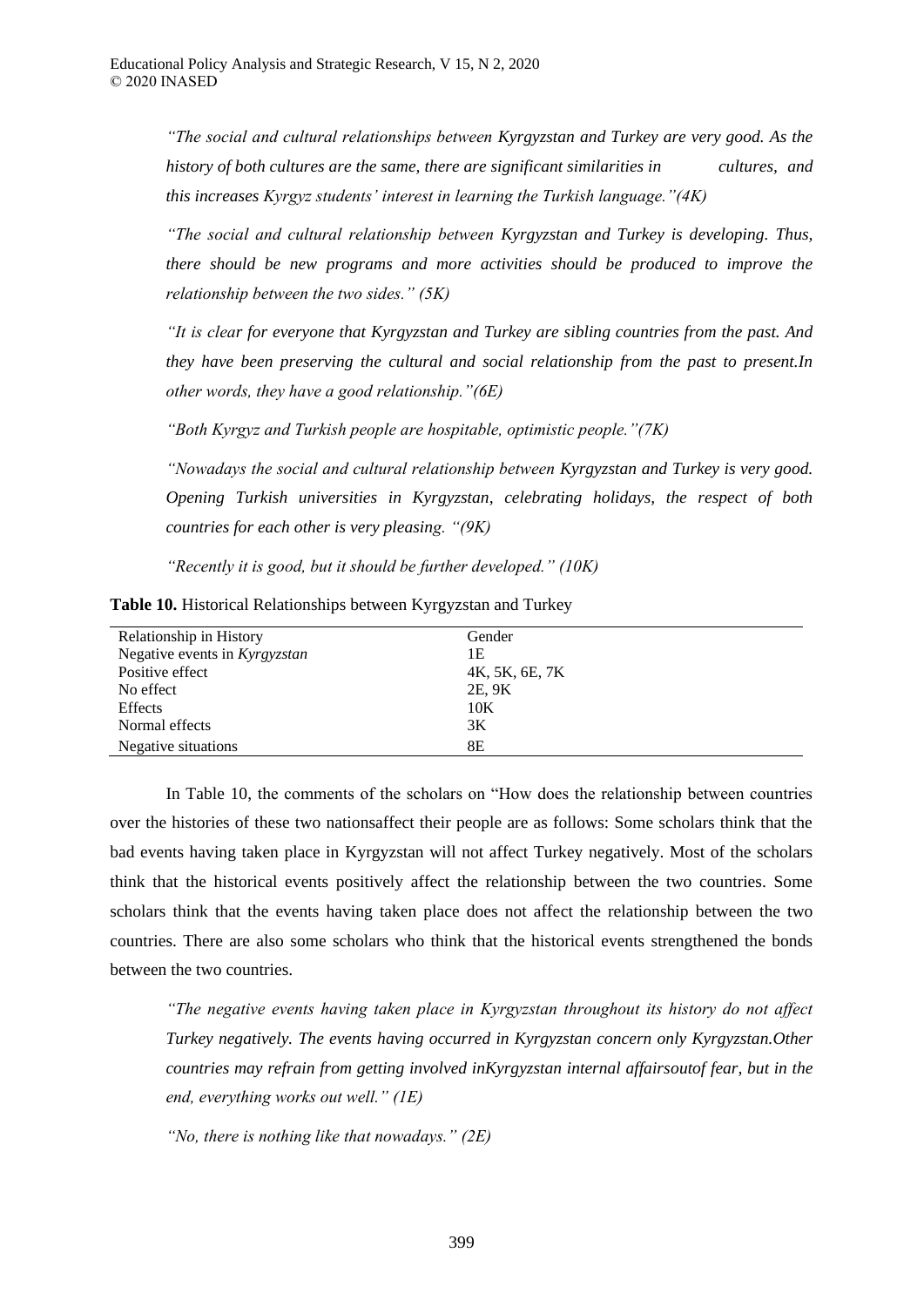*"The social and cultural relationships between Kyrgyzstan and Turkey are very good. As the history of both cultures are the same, there are significant similarities in cultures, and this increases Kyrgyz students' interest in learning the Turkish language."(4K)*

*"The social and cultural relationship between Kyrgyzstan and Turkey is developing. Thus, there should be new programs and more activities should be produced to improve the relationship between the two sides." (5K)*

*"It is clear for everyone that Kyrgyzstan and Turkey are sibling countries from the past. And they have been preserving the cultural and social relationship from the past to present.In other words, they have a good relationship."(6E)*

*"Both Kyrgyz and Turkish people are hospitable, optimistic people."(7K)*

*"Nowadays the social and cultural relationship between Kyrgyzstan and Turkey is very good. Opening Turkish universities in Kyrgyzstan, celebrating holidays, the respect of both countries for each other is very pleasing. "(9K)*

*"Recently it is good, but it should be further developed." (10K)*

**Table 10.** Historical Relationships between Kyrgyzstan and Turkey

| Relationship in History | Gender |
|---|---|
| Negative events in *Kyrgyzstan* | 1E |
| Positive effect | 4K, 5K, 6E, 7K |
| No effect | 2E, 9K |
| Effects | 10K |
| Normal effects | 3K |
| Negative situations | 8E |

In Table 10, the comments of the scholars on "How does the relationship between countries over the histories of these two nationsaffect their people are as follows: Some scholars think that the bad events having taken place in Kyrgyzstan will not affect Turkey negatively. Most of the scholars think that the historical events positively affect the relationship between the two countries. Some scholars think that the events having taken place does not affect the relationship between the two countries. There are also some scholars who think that the historical events strengthened the bonds between the two countries.

*"The negative events having taken place in Kyrgyzstan throughout its history do not affect Turkey negatively. The events having occurred in Kyrgyzstan concern only Kyrgyzstan.Other countries may refrain from getting involved inKyrgyzstan internal affairsoutof fear, but in the end, everything works out well." (1E)*

*"No, there is nothing like that nowadays." (2E)*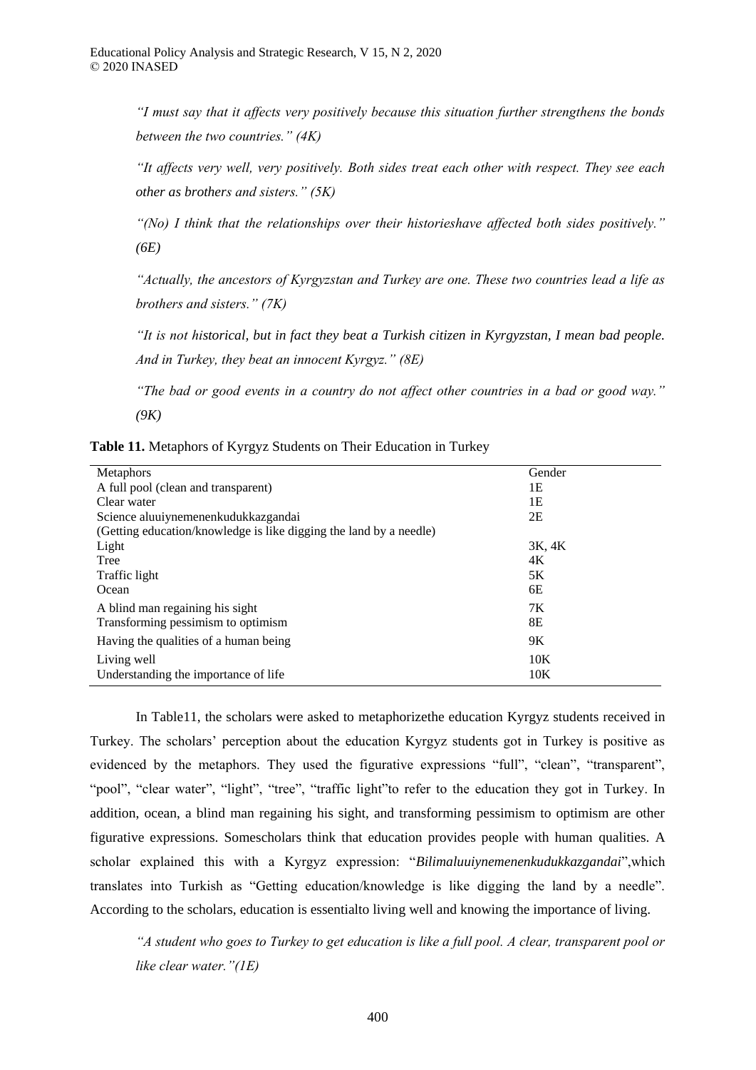*"I must say that it affects very positively because this situation further strengthens the bonds between the two countries." (4K)*

*"It affects very well, very positively. Both sides treat each other with respect. They see each other as brothers and sisters." (5K)*

*"(No) I think that the relationships over their historieshave affected both sides positively." (6E)*

*"Actually, the ancestors of Kyrgyzstan and Turkey are one. These two countries lead a life as brothers and sisters." (7K)*

*"It is not historical, but in fact they beat a Turkish citizen in Kyrgyzstan, I mean bad people. And in Turkey, they beat an innocent Kyrgyz." (8E)*

*"The bad or good events in a country do not affect other countries in a bad or good way." (9K)*

**Table 11.** Metaphors of Kyrgyz Students on Their Education in Turkey

| Metaphors | Gender |
|---|---|
| A full pool (clean and transparent) | 1E |
| Clear water | 1E |
| Science aluuiynemenenkudukkazgandai (Getting education/knowledge is like digging the land by a needle) | 2E |
| Light | 3K, 4K |
| Tree | 4K |
| Traffic light | 5K |
| Ocean | 6E |
| A blind man regaining his sight | 7K |
| Transforming pessimism to optimism | 8E |
| Having the qualities of a human being | 9K |
| Living well | 10K |
| Understanding the importance of life | 10K |

In Table11, the scholars were asked to metaphorizethe education Kyrgyz students received in Turkey. The scholars' perception about the education Kyrgyz students got in Turkey is positive as evidenced by the metaphors. They used the figurative expressions "full", "clean", "transparent", "pool", "clear water", "light", "tree", "traffic light"to refer to the education they got in Turkey. In addition, ocean, a blind man regaining his sight, and transforming pessimism to optimism are other figurative expressions. Somescholars think that education provides people with human qualities. A scholar explained this with a Kyrgyz expression: "*Bilimaluuiynemenenkudukkazgandai*",which translates into Turkish as "Getting education/knowledge is like digging the land by a needle". According to the scholars, education is essentialto living well and knowing the importance of living.

*"A student who goes to Turkey to get education is like a full pool. A clear, transparent pool or like clear water."(1E)*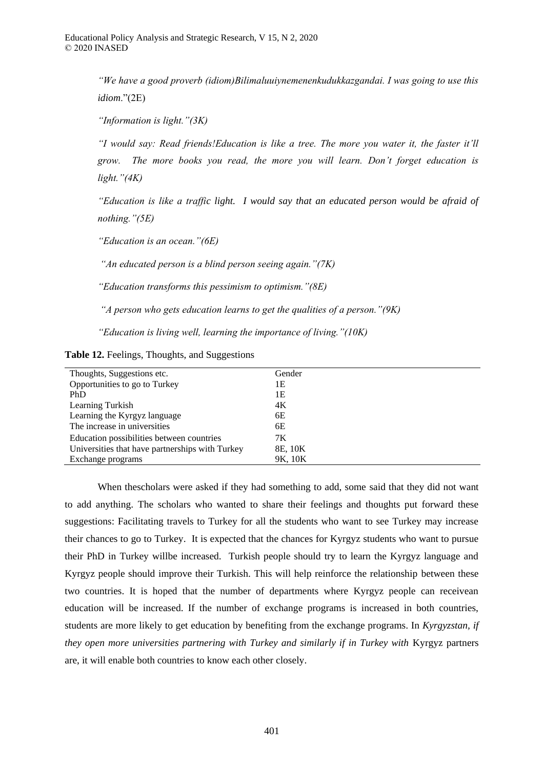*"We have a good proverb (idiom)Bilimaluuiynemenenkudukkazgandai. I was going to use this idiom*."(2E)

*"Information is light."(3K)*

*"I would say: Read friends!Education is like a tree. The more you water it, the faster it'll grow. The more books you read, the more you will learn. Don't forget education is light."(4K)*

*"Education is like a traffic light. I would say that an educated person would be afraid of nothing."(5E)*

*"Education is an ocean."(6E)*

*"An educated person is a blind person seeing again."(7K)*

*"Education transforms this pessimism to optimism."(8E)*

*"A person who gets education learns to get the qualities of a person."(9K)*

*"Education is living well, learning the importance of living."(10K)*

**Table 12.** Feelings, Thoughts, and Suggestions

| Thoughts, Suggestions etc. | Gender |
|---|---|
| Opportunities to go to Turkey | 1E |
| PhD | 1E |
| Learning Turkish | 4K |
| Learning the Kyrgyz language | 6E |
| The increase in universities | 6E |
| Education possibilities between countries | 7K |
| Universities that have partnerships with Turkey | 8E, 10K |
| Exchange programs | 9K, 10K |

When thescholars were asked if they had something to add, some said that they did not want to add anything. The scholars who wanted to share their feelings and thoughts put forward these suggestions: Facilitating travels to Turkey for all the students who want to see Turkey may increase their chances to go to Turkey. It is expected that the chances for Kyrgyz students who want to pursue their PhD in Turkey willbe increased. Turkish people should try to learn the Kyrgyz language and Kyrgyz people should improve their Turkish. This will help reinforce the relationship between these two countries. It is hoped that the number of departments where Kyrgyz people can receivean education will be increased. If the number of exchange programs is increased in both countries, students are more likely to get education by benefiting from the exchange programs. In *Kyrgyzstan, if they open more universities partnering with Turkey and similarly if in Turkey with* Kyrgyz partners are, it will enable both countries to know each other closely.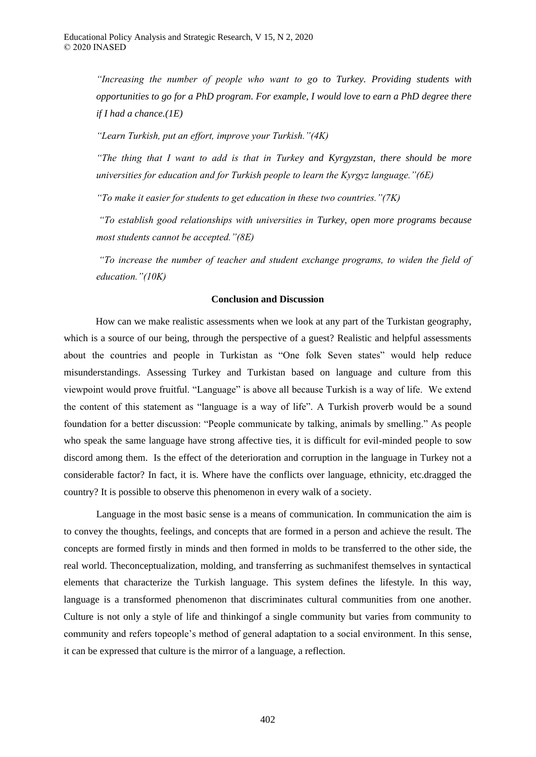*"Increasing the number of people who want to go to Turkey. Providing students with opportunities to go for a PhD program. For example, I would love to earn a PhD degree there if I had a chance.(1E)*

*"Learn Turkish, put an effort, improve your Turkish."(4K)*

*"The thing that I want to add is that in Turkey and Kyrgyzstan, there should be more universities for education and for Turkish people to learn the Kyrgyz language."(6E)*

*"To make it easier for students to get education in these two countries."(7K)*

*"To establish good relationships with universities in Turkey, open more programs because most students cannot be accepted."(8E)*

*"To increase the number of teacher and student exchange programs, to widen the field of education."(10K)*

## Conclusion and Discussion

How can we make realistic assessments when we look at any part of the Turkistan geography, which is a source of our being, through the perspective of a guest? Realistic and helpful assessments about the countries and people in Turkistan as "One folk Seven states" would help reduce misunderstandings. Assessing Turkey and Turkistan based on language and culture from this viewpoint would prove fruitful. "Language" is above all because Turkish is a way of life. We extend the content of this statement as "language is a way of life". A Turkish proverb would be a sound foundation for a better discussion: "People communicate by talking, animals by smelling." As people who speak the same language have strong affective ties, it is difficult for evil-minded people to sow discord among them. Is the effect of the deterioration and corruption in the language in Turkey not a considerable factor? In fact, it is. Where have the conflicts over language, ethnicity, etc.dragged the country? It is possible to observe this phenomenon in every walk of a society.

Language in the most basic sense is a means of communication. In communication the aim is to convey the thoughts, feelings, and concepts that are formed in a person and achieve the result. The concepts are formed firstly in minds and then formed in molds to be transferred to the other side, the real world. Theconceptualization, molding, and transferring as suchmanifest themselves in syntactical elements that characterize the Turkish language. This system defines the lifestyle. In this way, language is a transformed phenomenon that discriminates cultural communities from one another. Culture is not only a style of life and thinkingof a single community but varies from community to community and refers topeople's method of general adaptation to a social environment. In this sense, it can be expressed that culture is the mirror of a language, a reflection.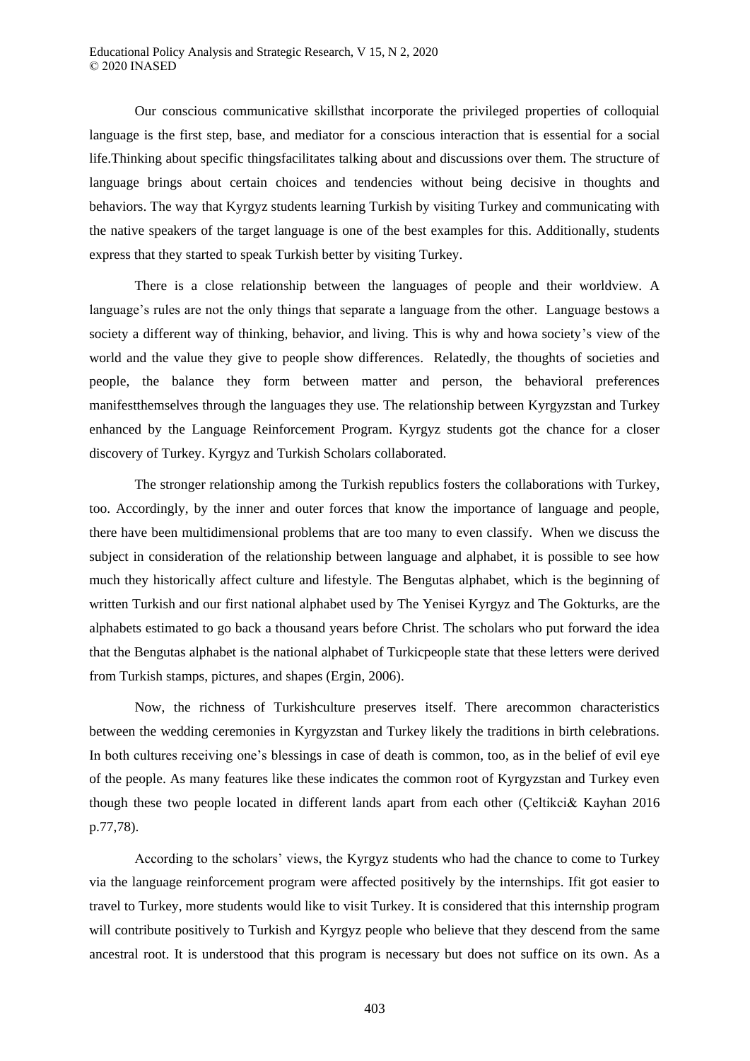Our conscious communicative skillsthat incorporate the privileged properties of colloquial language is the first step, base, and mediator for a conscious interaction that is essential for a social life.Thinking about specific thingsfacilitates talking about and discussions over them. The structure of language brings about certain choices and tendencies without being decisive in thoughts and behaviors. The way that Kyrgyz students learning Turkish by visiting Turkey and communicating with the native speakers of the target language is one of the best examples for this. Additionally, students express that they started to speak Turkish better by visiting Turkey.

There is a close relationship between the languages of people and their worldview. A language's rules are not the only things that separate a language from the other. Language bestows a society a different way of thinking, behavior, and living. This is why and howa society's view of the world and the value they give to people show differences. Relatedly, the thoughts of societies and people, the balance they form between matter and person, the behavioral preferences manifestthemselves through the languages they use. The relationship between Kyrgyzstan and Turkey enhanced by the Language Reinforcement Program. Kyrgyz students got the chance for a closer discovery of Turkey. Kyrgyz and Turkish Scholars collaborated.

The stronger relationship among the Turkish republics fosters the collaborations with Turkey, too. Accordingly, by the inner and outer forces that know the importance of language and people, there have been multidimensional problems that are too many to even classify. When we discuss the subject in consideration of the relationship between language and alphabet, it is possible to see how much they historically affect culture and lifestyle. The Bengutas alphabet, which is the beginning of written Turkish and our first national alphabet used by The Yenisei Kyrgyz and The Gokturks, are the alphabets estimated to go back a thousand years before Christ. The scholars who put forward the idea that the Bengutas alphabet is the national alphabet of Turkicpeople state that these letters were derived from Turkish stamps, pictures, and shapes (Ergin, 2006).

Now, the richness of Turkishculture preserves itself. There arecommon characteristics between the wedding ceremonies in Kyrgyzstan and Turkey likely the traditions in birth celebrations. In both cultures receiving one's blessings in case of death is common, too, as in the belief of evil eye of the people. As many features like these indicates the common root of Kyrgyzstan and Turkey even though these two people located in different lands apart from each other (Çeltikci& Kayhan 2016 p.77,78).

According to the scholars' views, the Kyrgyz students who had the chance to come to Turkey via the language reinforcement program were affected positively by the internships. Ifit got easier to travel to Turkey, more students would like to visit Turkey. It is considered that this internship program will contribute positively to Turkish and Kyrgyz people who believe that they descend from the same ancestral root. It is understood that this program is necessary but does not suffice on its own. As a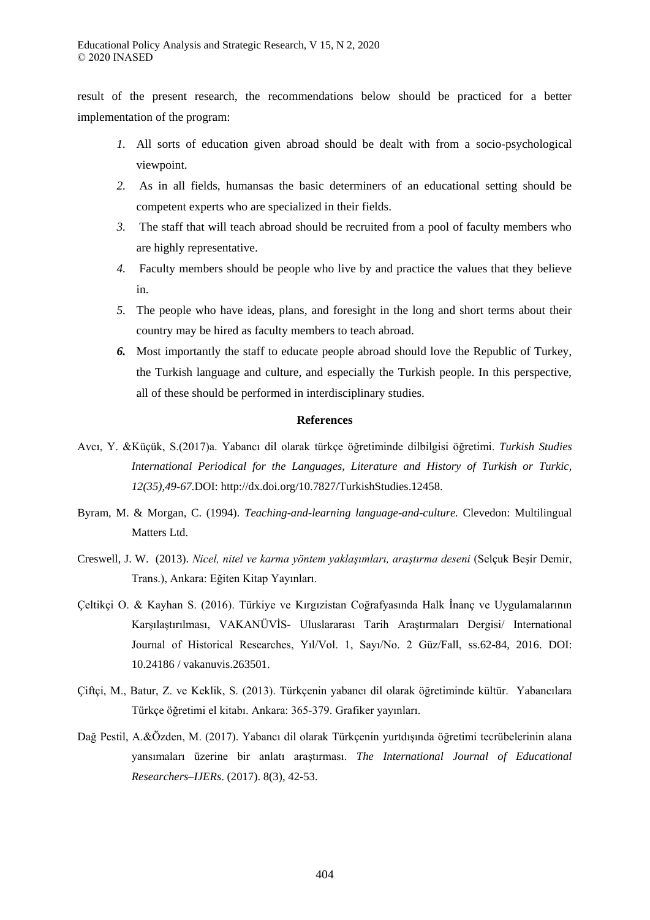result of the present research, the recommendations below should be practiced for a better implementation of the program:

1. All sorts of education given abroad should be dealt with from a socio-psychological viewpoint.
2. As in all fields, humansas the basic determiners of an educational setting should be competent experts who are specialized in their fields.
3. The staff that will teach abroad should be recruited from a pool of faculty members who are highly representative.
4. Faculty members should be people who live by and practice the values that they believe in.
5. The people who have ideas, plans, and foresight in the long and short terms about their country may be hired as faculty members to teach abroad.
6. Most importantly the staff to educate people abroad should love the Republic of Turkey, the Turkish language and culture, and especially the Turkish people. In this perspective, all of these should be performed in interdisciplinary studies.

## References

Avcı, Y. &Küçük, S.(2017)a. Yabancı dil olarak türkçe öğretiminde dilbilgisi öğretimi. *Turkish Studies International Periodical for the Languages, Literature and History of Turkish or Turkic, 12(35),49-67.*DOI: http://dx.doi.org/10.7827/TurkishStudies.12458.

Byram, M. & Morgan, C. (1994). *Teaching-and-learning language-and-culture.* Clevedon: Multilingual Matters Ltd.

Creswell, J. W. (2013). *Nicel, nitel ve karma yöntem yaklaşımları, araştırma deseni* (Selçuk Beşir Demir, Trans.), Ankara: Eğiten Kitap Yayınları.

Çeltikçi O. & Kayhan S. (2016). Türkiye ve Kırgızistan Coğrafyasında Halk İnanç ve Uygulamalarının Karşılaştırılması, VAKANÜVİS- Uluslararası Tarih Araştırmaları Dergisi/ International Journal of Historical Researches, Yıl/Vol. 1, Sayı/No. 2 Güz/Fall, ss.62-84, 2016. DOI: 10.24186 / vakanuvis.263501.

Çiftçi, M., Batur, Z. ve Keklik, S. (2013). Türkçenin yabancı dil olarak öğretiminde kültür. Yabancılara Türkçe öğretimi el kitabı. Ankara: 365-379. Grafiker yayınları.

Dağ Pestil, A.&Özden, M. (2017). Yabancı dil olarak Türkçenin yurtdışında öğretimi tecrübelerinin alana yansımaları üzerine bir anlatı araştırması. *The International Journal of Educational Researchers–IJERs*. (2017). 8(3), 42-53.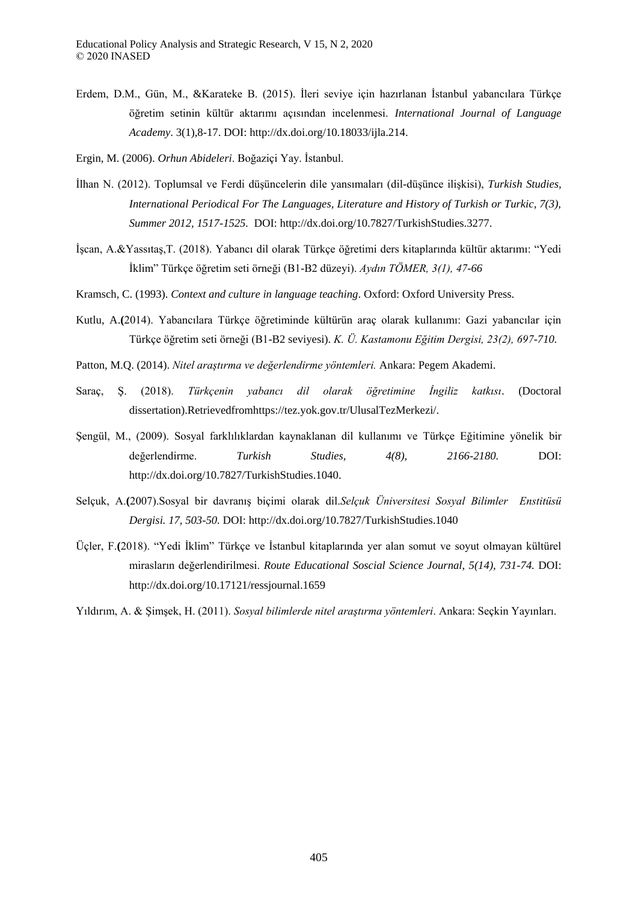Erdem, D.M., Gün, M., &Karateke B. (2015). İleri seviye için hazırlanan İstanbul yabancılara Türkçe öğretim setinin kültür aktarımı açısından incelenmesi. *International Journal of Language Academy*. 3(1),8-17. DOI: http://dx.doi.org/10.18033/ijla.214.

Ergin, M. (2006). *Orhun Abideleri*. Boğaziçi Yay. İstanbul.

İlhan N. (2012). Toplumsal ve Ferdi düşüncelerin dile yansımaları (dil-düşünce ilişkisi), *Turkish Studies, International Periodical For The Languages, Literature and History of Turkish or Turkic, 7(3), Summer 2012, 1517-1525.* DOI: http://dx.doi.org/10.7827/TurkishStudies.3277.

İşcan, A.&Yassıtaş,T. (2018). Yabancı dil olarak Türkçe öğretimi ders kitaplarında kültür aktarımı: "Yedi İklim" Türkçe öğretim seti örneği (B1-B2 düzeyi). *Aydın TÖMER, 3(1), 47-66*

Kramsch, C. (1993). *Context and culture in language teaching*. Oxford: Oxford University Press.

Kutlu, A.**(**2014). Yabancılara Türkçe öğretiminde kültürün araç olarak kullanımı: Gazi yabancılar için Türkçe öğretim seti örneği (B1-B2 seviyesi). *K. Ü. Kastamonu Eğitim Dergisi, 23(2), 697-710.*

Patton, M.Q. (2014). *Nitel araştırma ve değerlendirme yöntemleri.* Ankara: Pegem Akademi.

Saraç, Ş. (2018). *Türkçenin yabancı dil olarak öğretimine İngiliz katkısı*. (Doctoral dissertation).Retrievedfromhttps://tez.yok.gov.tr/UlusalTezMerkezi/.

Şengül, M., (2009). Sosyal farklılıklardan kaynaklanan dil kullanımı ve Türkçe Eğitimine yönelik bir değerlendirme. *Turkish Studies, 4(8), 2166-2180.* DOI: http://dx.doi.org/10.7827/TurkishStudies.1040.

Selçuk, A.**(**2007).Sosyal bir davranış biçimi olarak dil.*Selçuk Üniversitesi Sosyal Bilimler Enstitüsü Dergisi. 17, 503-50.* DOI: http://dx.doi.org/10.7827/TurkishStudies.1040

Üçler, F.**(**2018). "Yedi İklim" Türkçe ve İstanbul kitaplarında yer alan somut ve soyut olmayan kültürel mirasların değerlendirilmesi. *Route Educational Soscial Science Journal, 5(14), 731-74.* DOI: http://dx.doi.org/10.17121/ressjournal.1659

Yıldırım, A. & Şimşek, H. (2011). *Sosyal bilimlerde nitel araştırma yöntemleri*. Ankara: Seçkin Yayınları.